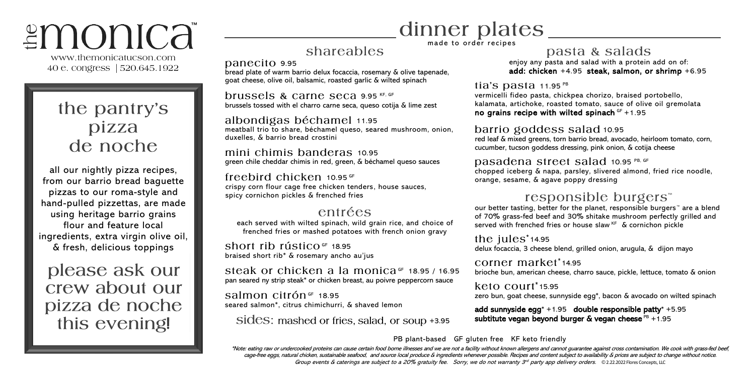# the monica™

www.themonicatucson.com
40 e. congress | 520.645.1922

## the pantry's pizza de noche

all our nightly pizza recipes, from our barrio bread baguette pizzas to our roma-style and hand-pulled pizzettas, are made using heritage barrio grains flour and feature local ingredients, extra virgin olive oil, & fresh, delicious toppings

please ask our crew about our pizza de noche this evening!

# dinner plates

made to order recipes

## shareables

### panecito 9.95
bread plate of warm barrio delux focaccia, rosemary & olive tapenade, goat cheese, olive oil, balsamic, roasted garlic & wilted spinach

### brussels & carne seca 9.95 KF, GF
brussels tossed with el charro carne seca, queso cotija & lime zest

### albondigas béchamel 11.95
meatball trio to share, béchamel queso, seared mushroom, onion, duxelles, & barrio bread crostini

### mini chimis banderas 10.95
green chile cheddar chimis in red, green, & béchamel queso sauces

### freebird chicken 10.95 GF
crispy corn flour cage free chicken tenders, house sauces, spicy cornichon pickles & frenched fries

## entrées

each served with wilted spinach, wild grain rice, and choice of frenched fries or mashed potatoes with french onion gravy

### short rib rústico GF 18.95
braised short rib* & rosemary ancho au'jus

### steak or chicken a la monica GF 18.95 / 16.95
pan seared ny strip steak* or chicken breast, au poivre peppercorn sauce

### salmon citrón GF 18.95
seared salmon*, citrus chimichurri, & shaved lemon

sides: mashed or fries, salad, or soup +3.95

## pasta & salads

enjoy any pasta and salad with a protein add on of:
**add: chicken** +4.95 **steak, salmon, or shrimp** +6.95

### tia's pasta 11.95 PB
vermicelli fideo pasta, chickpea chorizo, braised portobello, kalamata, artichoke, roasted tomato, sauce of olive oil gremolata
**no grains recipe with wilted spinach** GF +1.95

### barrio goddess salad 10.95
red leaf & mixed greens, torn barrio bread, avocado, heirloom tomato, corn, cucumber, tucson goddess dressing, pink onion, & cotija cheese

### pasadena street salad 10.95 PB, GF
chopped iceberg & napa, parsley, slivered almond, fried rice noodle, orange, sesame, & agave poppy dressing

## responsible burgers™

our better tasting, better for the planet, responsible burgers™ are a blend of 70% grass-fed beef and 30% shitake mushroom perfectly grilled and served with frenched fries or house slaw KF & cornichon pickle

### the jules* 14.95
delux focaccia, 3 cheese blend, grilled onion, arugula, & dijon mayo

### corner market* 14.95
brioche bun, american cheese, charro sauce, pickle, lettuce, tomato & onion

### keto court* 15.95
zero bun, goat cheese, sunnyside egg*, bacon & avocado on wilted spinach

**add sunnyside egg*** +1.95 **double responsible patty*** +5.95
**subtitute vegan beyond burger & vegan cheese** PB +1.95

PB plant-based GF gluten free KF keto friendly

*\*Note: eating raw or undercooked proteins can cause certain food borne illnesses and we are not a facility without known allergens and cannot guarantee against cross contamination. We cook with grass-fed beef, cage-free eggs, natural chicken, sustainable seafood, and source local produce & ingredients whenever possible. Recipes and content subject to availability & prices are subject to change without notice. Group events & caterings are subject to a 20% gratuity fee. Sorry, we do not warranty 3rd party app delivery orders.* © 2.22.2022 Flores Concepts, LLC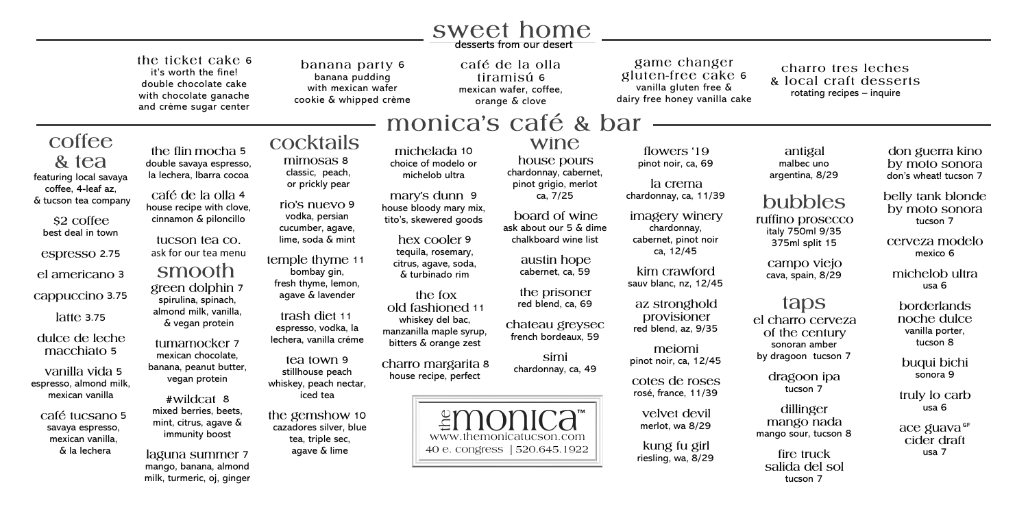# sweet home

desserts from our desert

**the ticket cake** 6
it's worth the fine!
double chocolate cake with chocolate ganache and crème sugar center

**banana party** 6
banana pudding with mexican wafer cookie & whipped crème

**café de la olla tiramisú** 6
mexican wafer, coffee, orange & clove

**game changer gluten-free cake** 6
vanilla gluten free & dairy free honey vanilla cake

**charro tres leches & local craft desserts**
rotating recipes – inquire

# monica's café & bar

## coffee & tea

featuring local savaya coffee, 4-leaf az, & tucson tea company

**$2 coffee**
best deal in town

**espresso** 2.75

**el americano** 3

**cappuccino** 3.75

**latte** 3.75

**dulce de leche macchiato** 5

**vanilla vida** 5
espresso, almond milk, mexican vanilla

**café tucsano** 5
savaya espresso, mexican vanilla, & la lechera

**the flin mocha** 5
double savaya espresso, la lechera, Ibarra cocoa

**café de la olla** 4
house recipe with clove, cinnamon & piloncillo

**tucson tea co.**
ask for our tea menu

## smooth

**green dolphin** 7
spirulina, spinach, almond milk, vanilla, & vegan protein

**tumamocker** 7
mexican chocolate, banana, peanut butter, vegan protein

**#wildcat** 8
mixed berries, beets, mint, citrus, agave & immunity boost

**laguna summer** 7
mango, banana, almond milk, turmeric, oj, ginger

## cocktails

**mimosas** 8
classic, peach, or prickly pear

**rio's nuevo** 9
vodka, persian cucumber, agave, lime, soda & mint

**temple thyme** 11
bombay gin, fresh thyme, lemon, agave & lavender

**trash diet** 11
espresso, vodka, la lechera, vanilla créme

**tea town** 9
stillhouse peach whiskey, peach nectar, iced tea

**the gemshow** 10
cazadores silver, blue tea, triple sec, agave & lime

**michelada** 10
choice of modelo or michelob ultra

**mary's dunn** 9
house bloody mary mix, tito's, skewered goods

**hex cooler** 9
tequila, rosemary, citrus, agave, soda, & turbinado rim

**the fox old fashioned** 11
whiskey del bac, manzanilla maple syrup, bitters & orange zest

**charro margarita** 8
house recipe, perfect

## wine

**house pours**
chardonnay, cabernet, pinot grigio, merlot
ca, 7/25

**board of wine**
ask about our 5 & dime chalkboard wine list

**austin hope**
cabernet, ca, 59

**the prisoner**
red blend, ca, 69

**chateau greysec**
french bordeaux, 59

**simi**
chardonnay, ca, 49

**flowers '19**
pinot noir, ca, 69

**la crema**
chardonnay, ca, 11/39

**imagery winery**
chardonnay, cabernet, pinot noir
ca, 12/45

**kim crawford**
sauv blanc, nz, 12/45

**az stronghold provisioner**
red blend, az, 9/35

**meiomi**
pinot noir, ca, 12/45

**cotes de roses**
rosé, france, 11/39

**velvet devil**
merlot, wa 8/29

**kung fu girl**
riesling, wa, 8/29

**antigal**
malbec uno
argentina, 8/29

## bubbles

**ruffino prosecco**
italy 750ml 9/35
375ml split 15

**campo viejo**
cava, spain, 8/29

## taps

**el charro cerveza of the century**
sonoran amber by dragoon tucson 7

**dragoon ipa**
tucson 7

**dillinger mango nada**
mango sour, tucson 8

**fire truck salida del sol**
tucson 7

**don guerra kino by moto sonora**
don's wheat! tucson 7

**belly tank blonde by moto sonora**
tucson 7

**cerveza modelo**
mexico 6

**michelob ultra**
usa 6

**borderlands noche dulce**
vanilla porter, tucson 8

**buqui bichi**
sonora 9

**truly lo carb**
usa 6

**ace guava[GF] cider draft**
usa 7

the monica™
www.themonicatucson.com
40 e. congress | 520.645.1922